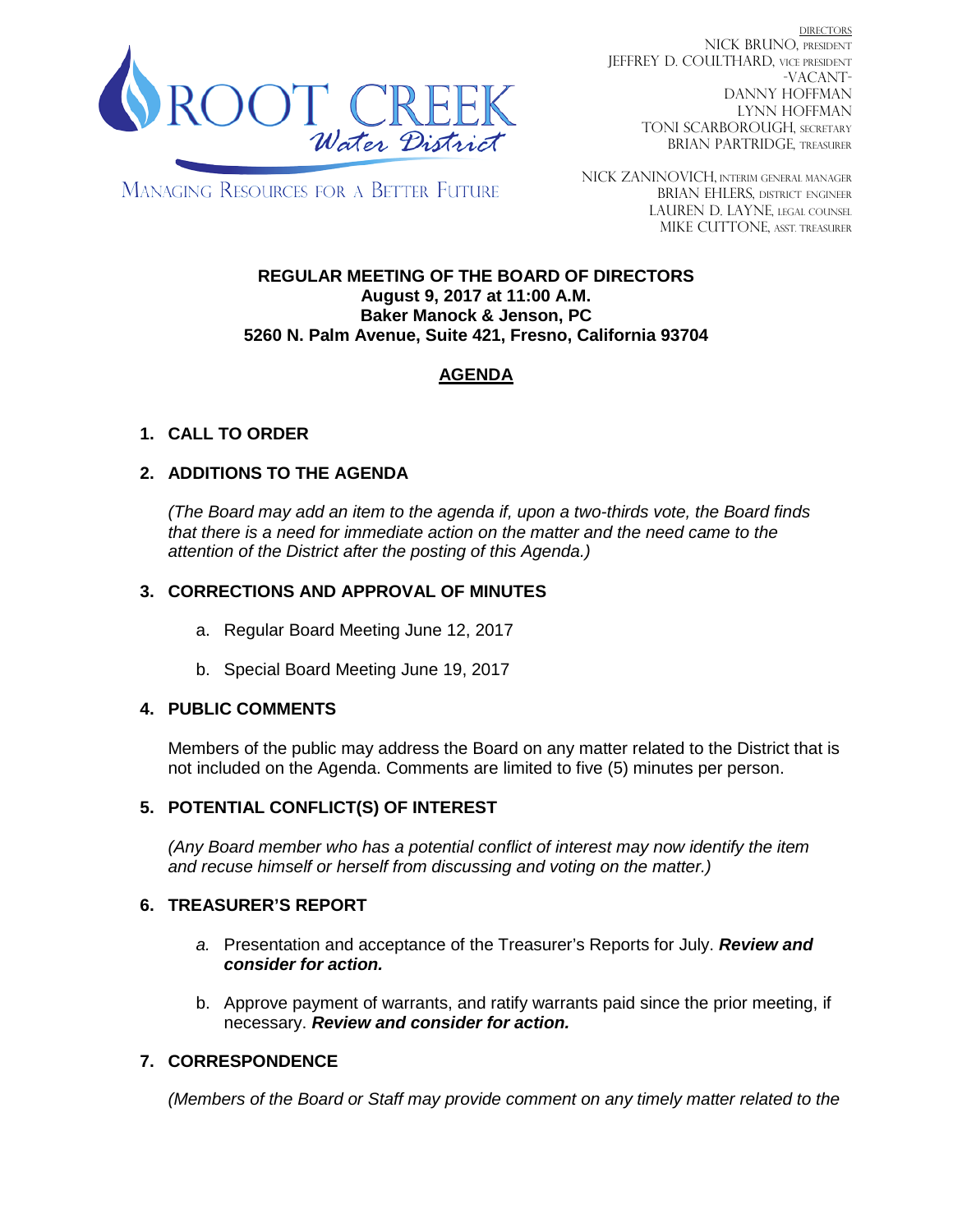ROOT CREEK
*Water District*

MANAGING RESOURCES FOR A BETTER FUTURE

DIRECTORS
NICK BRUNO, PRESIDENT
JEFFREY D. COULTHARD, VICE PRESIDENT
-VACANT-
DANNY HOFFMAN
LYNN HOFFMAN
TONI SCARBOROUGH, SECRETARY
BRIAN PARTRIDGE, TREASURER

NICK ZANINOVICH, INTERIM GENERAL MANAGER
BRIAN EHLERS, DISTRICT ENGINEER
LAUREN D. LAYNE, LEGAL COUNSEL
MIKE CUTTONE, ASST. TREASURER

**REGULAR MEETING OF THE BOARD OF DIRECTORS**
**August 9, 2017 at 11:00 A.M.**
**Baker Manock & Jenson, PC**
**5260 N. Palm Avenue, Suite 421, Fresno, California 93704**

# AGENDA

## 1. CALL TO ORDER

## 2. ADDITIONS TO THE AGENDA

*(The Board may add an item to the agenda if, upon a two-thirds vote, the Board finds that there is a need for immediate action on the matter and the need came to the attention of the District after the posting of this Agenda.)*

## 3. CORRECTIONS AND APPROVAL OF MINUTES

a. Regular Board Meeting June 12, 2017

b. Special Board Meeting June 19, 2017

## 4. PUBLIC COMMENTS

Members of the public may address the Board on any matter related to the District that is not included on the Agenda. Comments are limited to five (5) minutes per person.

## 5. POTENTIAL CONFLICT(S) OF INTEREST

*(Any Board member who has a potential conflict of interest may now identify the item and recuse himself or herself from discussing and voting on the matter.)*

## 6. TREASURER'S REPORT

*a.* Presentation and acceptance of the Treasurer's Reports for July. ***Review and consider for action.***

b. Approve payment of warrants, and ratify warrants paid since the prior meeting, if necessary. ***Review and consider for action.***

## 7. CORRESPONDENCE

*(Members of the Board or Staff may provide comment on any timely matter related to the*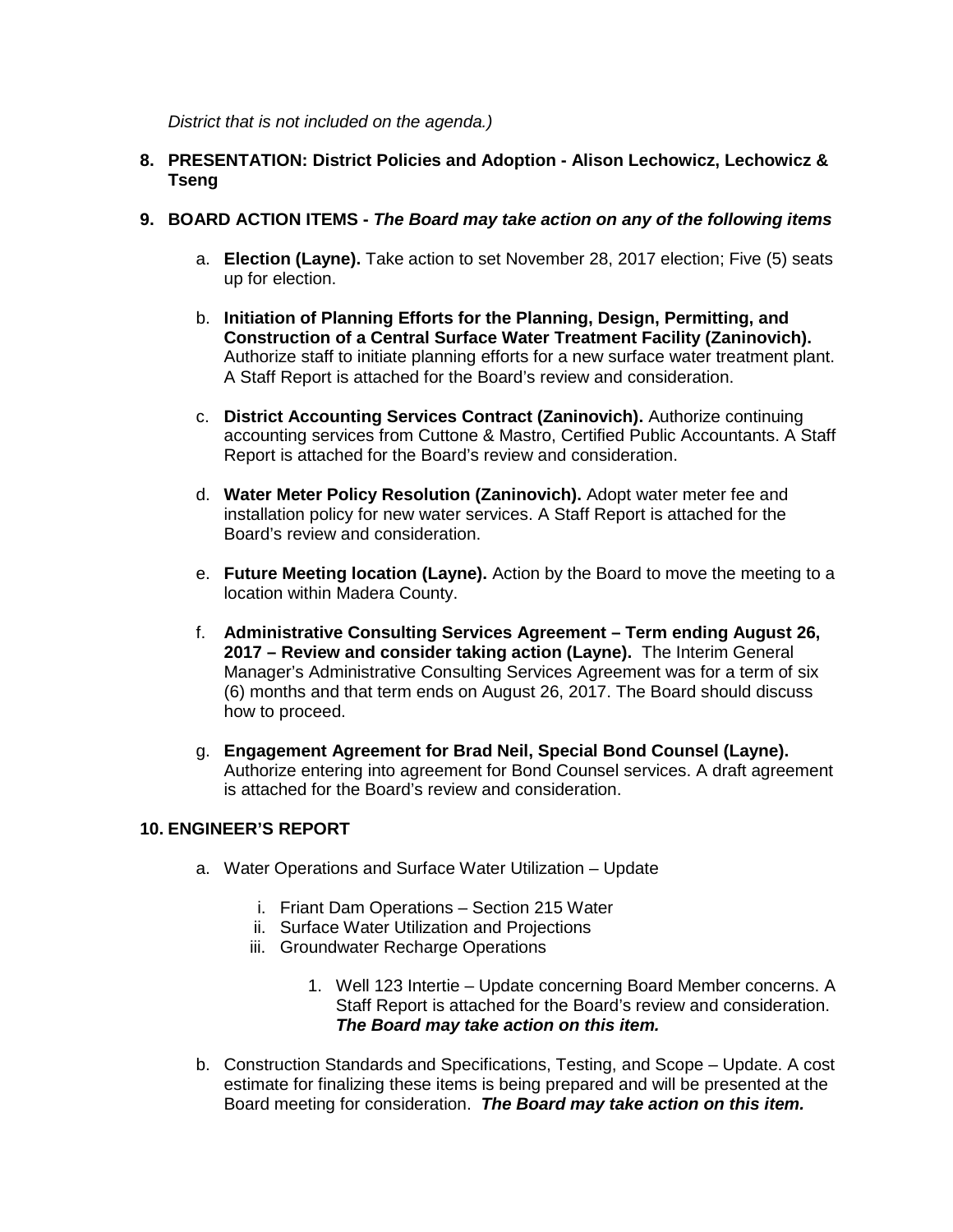*District that is not included on the agenda.)*

**8. PRESENTATION: District Policies and Adoption - Alison Lechowicz, Lechowicz & Tseng**

**9. BOARD ACTION ITEMS -** ***The Board may take action on any of the following items***

a. **Election (Layne).** Take action to set November 28, 2017 election; Five (5) seats up for election.

b. **Initiation of Planning Efforts for the Planning, Design, Permitting, and Construction of a Central Surface Water Treatment Facility (Zaninovich).** Authorize staff to initiate planning efforts for a new surface water treatment plant. A Staff Report is attached for the Board's review and consideration.

c. **District Accounting Services Contract (Zaninovich).** Authorize continuing accounting services from Cuttone & Mastro, Certified Public Accountants. A Staff Report is attached for the Board's review and consideration.

d. **Water Meter Policy Resolution (Zaninovich).** Adopt water meter fee and installation policy for new water services. A Staff Report is attached for the Board's review and consideration.

e. **Future Meeting location (Layne).** Action by the Board to move the meeting to a location within Madera County.

f. **Administrative Consulting Services Agreement – Term ending August 26, 2017 – Review and consider taking action (Layne).** The Interim General Manager's Administrative Consulting Services Agreement was for a term of six (6) months and that term ends on August 26, 2017. The Board should discuss how to proceed.

g. **Engagement Agreement for Brad Neil, Special Bond Counsel (Layne).** Authorize entering into agreement for Bond Counsel services. A draft agreement is attached for the Board's review and consideration.

**10. ENGINEER'S REPORT**

a. Water Operations and Surface Water Utilization – Update

   i. Friant Dam Operations – Section 215 Water
   ii. Surface Water Utilization and Projections
   iii. Groundwater Recharge Operations

      1. Well 123 Intertie – Update concerning Board Member concerns. A Staff Report is attached for the Board's review and consideration. ***The Board may take action on this item.***

b. Construction Standards and Specifications, Testing, and Scope – Update. A cost estimate for finalizing these items is being prepared and will be presented at the Board meeting for consideration. ***The Board may take action on this item.***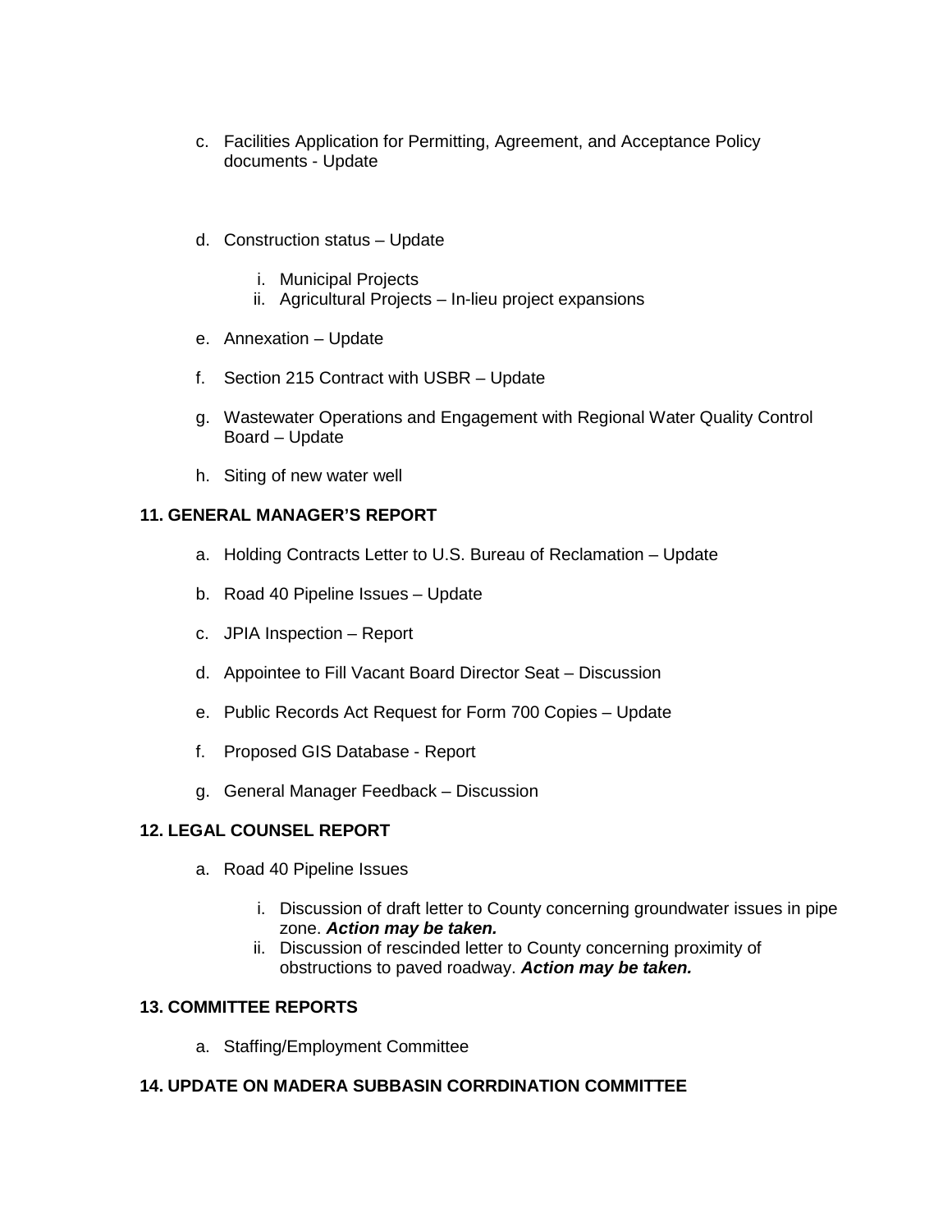c. Facilities Application for Permitting, Agreement, and Acceptance Policy documents - Update

d. Construction status – Update

   i. Municipal Projects
   ii. Agricultural Projects – In-lieu project expansions

e. Annexation – Update

f. Section 215 Contract with USBR – Update

g. Wastewater Operations and Engagement with Regional Water Quality Control Board – Update

h. Siting of new water well

**11. GENERAL MANAGER'S REPORT**

a. Holding Contracts Letter to U.S. Bureau of Reclamation – Update

b. Road 40 Pipeline Issues – Update

c. JPIA Inspection – Report

d. Appointee to Fill Vacant Board Director Seat – Discussion

e. Public Records Act Request for Form 700 Copies – Update

f. Proposed GIS Database - Report

g. General Manager Feedback – Discussion

**12. LEGAL COUNSEL REPORT**

a. Road 40 Pipeline Issues

   i. Discussion of draft letter to County concerning groundwater issues in pipe zone. ***Action may be taken.***
   ii. Discussion of rescinded letter to County concerning proximity of obstructions to paved roadway. ***Action may be taken.***

**13. COMMITTEE REPORTS**

a. Staffing/Employment Committee

**14. UPDATE ON MADERA SUBBASIN CORRDINATION COMMITTEE**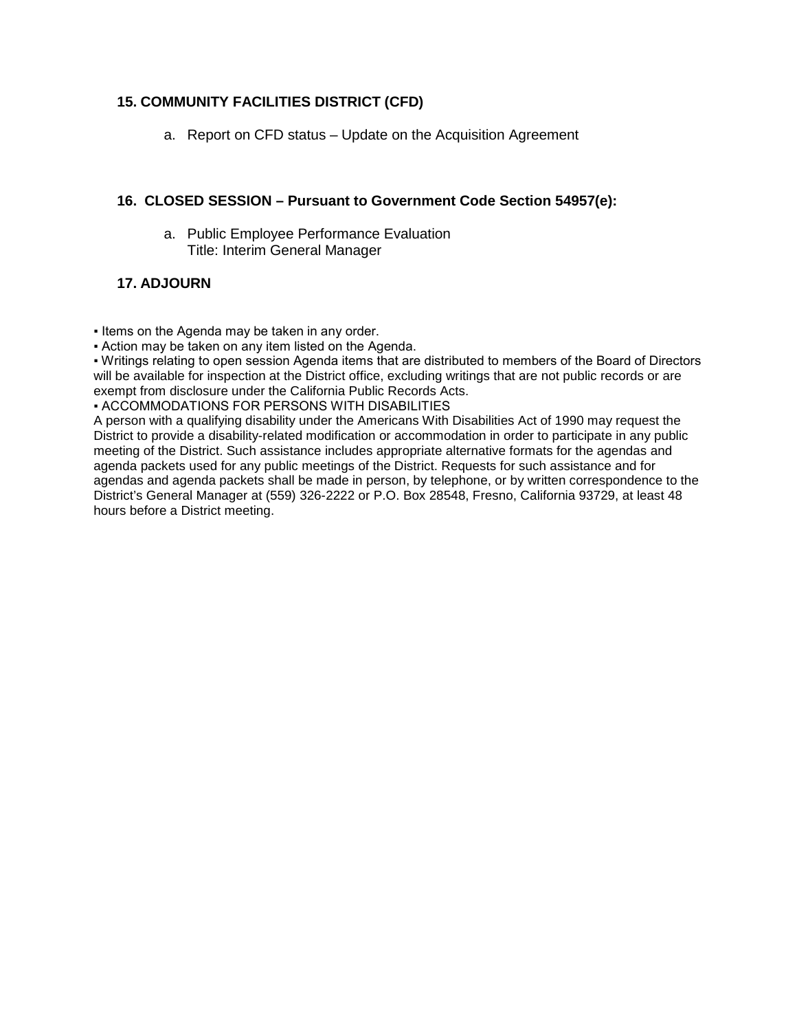### 15. COMMUNITY FACILITIES DISTRICT (CFD)

a. Report on CFD status – Update on the Acquisition Agreement

### 16. CLOSED SESSION – Pursuant to Government Code Section 54957(e):

a. Public Employee Performance Evaluation
   Title: Interim General Manager

### 17. ADJOURN

▪ Items on the Agenda may be taken in any order.
▪ Action may be taken on any item listed on the Agenda.
▪ Writings relating to open session Agenda items that are distributed to members of the Board of Directors will be available for inspection at the District office, excluding writings that are not public records or are exempt from disclosure under the California Public Records Acts.
▪ ACCOMMODATIONS FOR PERSONS WITH DISABILITIES
A person with a qualifying disability under the Americans With Disabilities Act of 1990 may request the District to provide a disability-related modification or accommodation in order to participate in any public meeting of the District. Such assistance includes appropriate alternative formats for the agendas and agenda packets used for any public meetings of the District. Requests for such assistance and for agendas and agenda packets shall be made in person, by telephone, or by written correspondence to the District's General Manager at (559) 326-2222 or P.O. Box 28548, Fresno, California 93729, at least 48 hours before a District meeting.